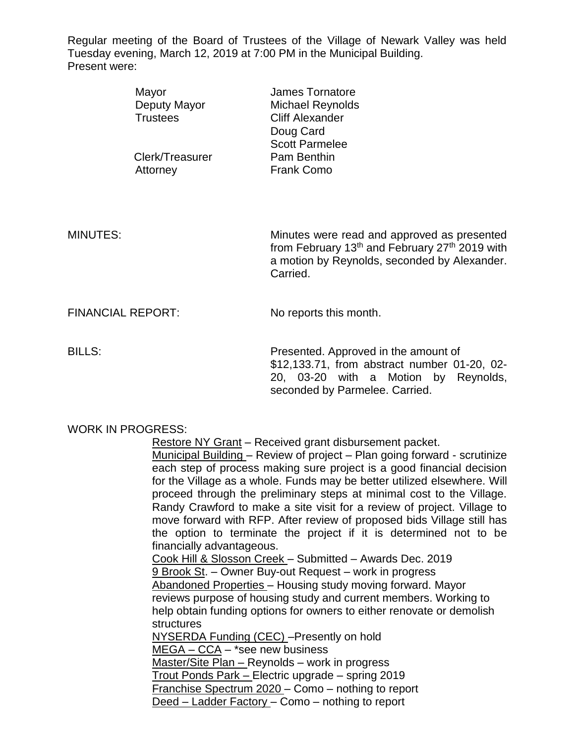Regular meeting of the Board of Trustees of the Village of Newark Valley was held Tuesday evening, March 12, 2019 at 7:00 PM in the Municipal Building.
Present were:

| | |
|---|---|
| Mayor | James Tornatore |
| Deputy Mayor | Michael Reynolds |
| Trustees | Cliff Alexander |
| | Doug Card |
| | Scott Parmelee |
| Clerk/Treasurer | Pam Benthin |
| Attorney | Frank Como |

MINUTES: Minutes were read and approved as presented from February 13th and February 27th 2019 with a motion by Reynolds, seconded by Alexander. Carried.

FINANCIAL REPORT: No reports this month.

BILLS: Presented. Approved in the amount of $12,133.71, from abstract number 01-20, 02-20, 03-20 with a Motion by Reynolds, seconded by Parmelee. Carried.

WORK IN PROGRESS:

Restore NY Grant – Received grant disbursement packet.
Municipal Building – Review of project – Plan going forward - scrutinize each step of process making sure project is a good financial decision for the Village as a whole. Funds may be better utilized elsewhere. Will proceed through the preliminary steps at minimal cost to the Village. Randy Crawford to make a site visit for a review of project. Village to move forward with RFP. After review of proposed bids Village still has the option to terminate the project if it is determined not to be financially advantageous.
Cook Hill & Slosson Creek – Submitted – Awards Dec. 2019
9 Brook St. – Owner Buy-out Request – work in progress
Abandoned Properties – Housing study moving forward. Mayor reviews purpose of housing study and current members. Working to help obtain funding options for owners to either renovate or demolish structures
NYSERDA Funding (CEC) –Presently on hold
MEGA – CCA – *see new business
Master/Site Plan – Reynolds – work in progress
Trout Ponds Park – Electric upgrade – spring 2019
Franchise Spectrum 2020 – Como – nothing to report
Deed – Ladder Factory – Como – nothing to report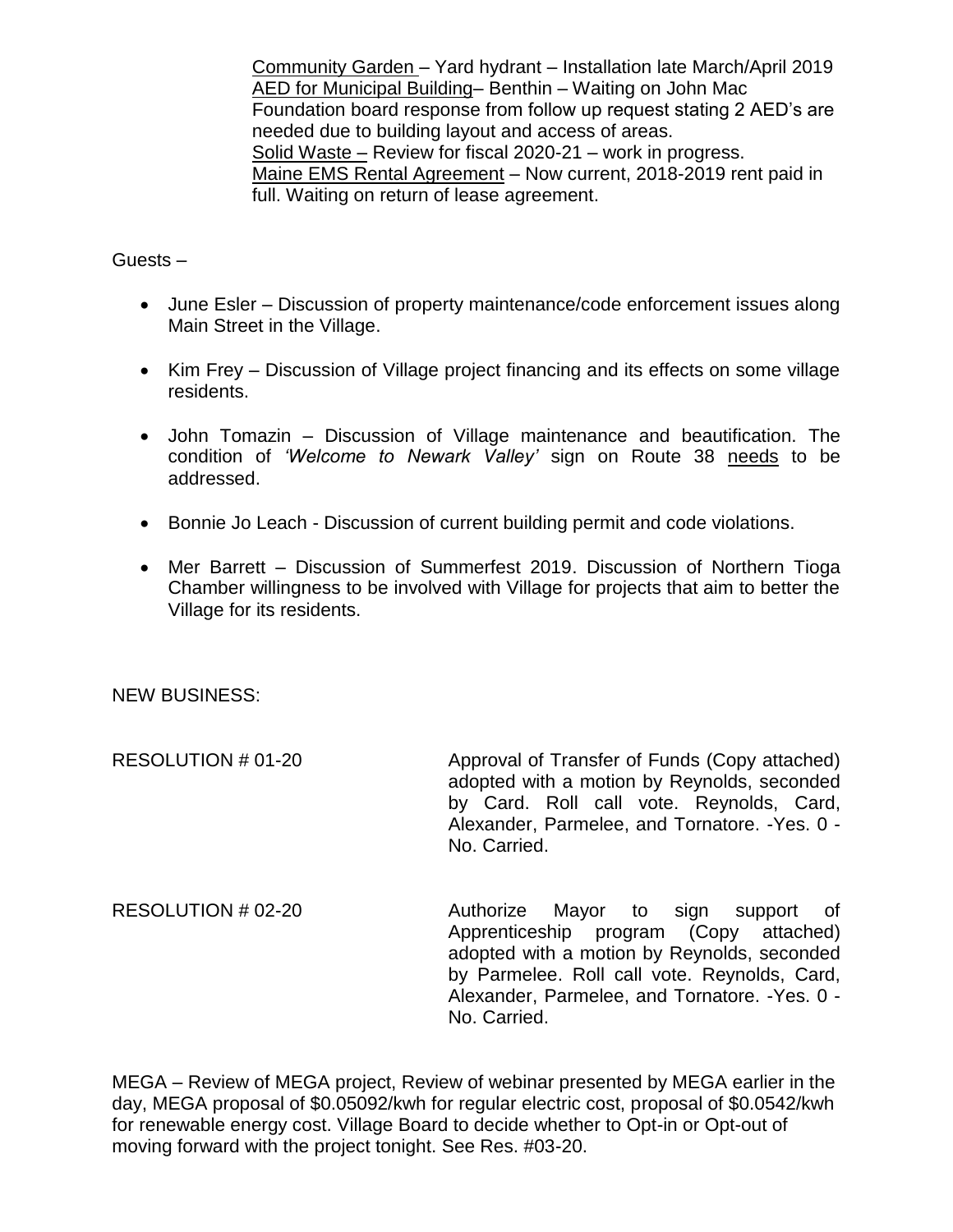Community Garden – Yard hydrant – Installation late March/April 2019
AED for Municipal Building– Benthin – Waiting on John Mac Foundation board response from follow up request stating 2 AED's are needed due to building layout and access of areas.
Solid Waste – Review for fiscal 2020-21 – work in progress.
Maine EMS Rental Agreement – Now current, 2018-2019 rent paid in full. Waiting on return of lease agreement.

Guests –

- June Esler – Discussion of property maintenance/code enforcement issues along Main Street in the Village.
- Kim Frey – Discussion of Village project financing and its effects on some village residents.
- John Tomazin – Discussion of Village maintenance and beautification. The condition of *'Welcome to Newark Valley'* sign on Route 38 needs to be addressed.
- Bonnie Jo Leach - Discussion of current building permit and code violations.
- Mer Barrett – Discussion of Summerfest 2019. Discussion of Northern Tioga Chamber willingness to be involved with Village for projects that aim to better the Village for its residents.

NEW BUSINESS:

RESOLUTION # 01-20 — Approval of Transfer of Funds (Copy attached) adopted with a motion by Reynolds, seconded by Card. Roll call vote. Reynolds, Card, Alexander, Parmelee, and Tornatore. -Yes. 0 - No. Carried.

RESOLUTION # 02-20 — Authorize Mayor to sign support of Apprenticeship program (Copy attached) adopted with a motion by Reynolds, seconded by Parmelee. Roll call vote. Reynolds, Card, Alexander, Parmelee, and Tornatore. -Yes. 0 - No. Carried.

MEGA – Review of MEGA project, Review of webinar presented by MEGA earlier in the day, MEGA proposal of $0.05092/kwh for regular electric cost, proposal of $0.0542/kwh for renewable energy cost. Village Board to decide whether to Opt-in or Opt-out of moving forward with the project tonight. See Res. #03-20.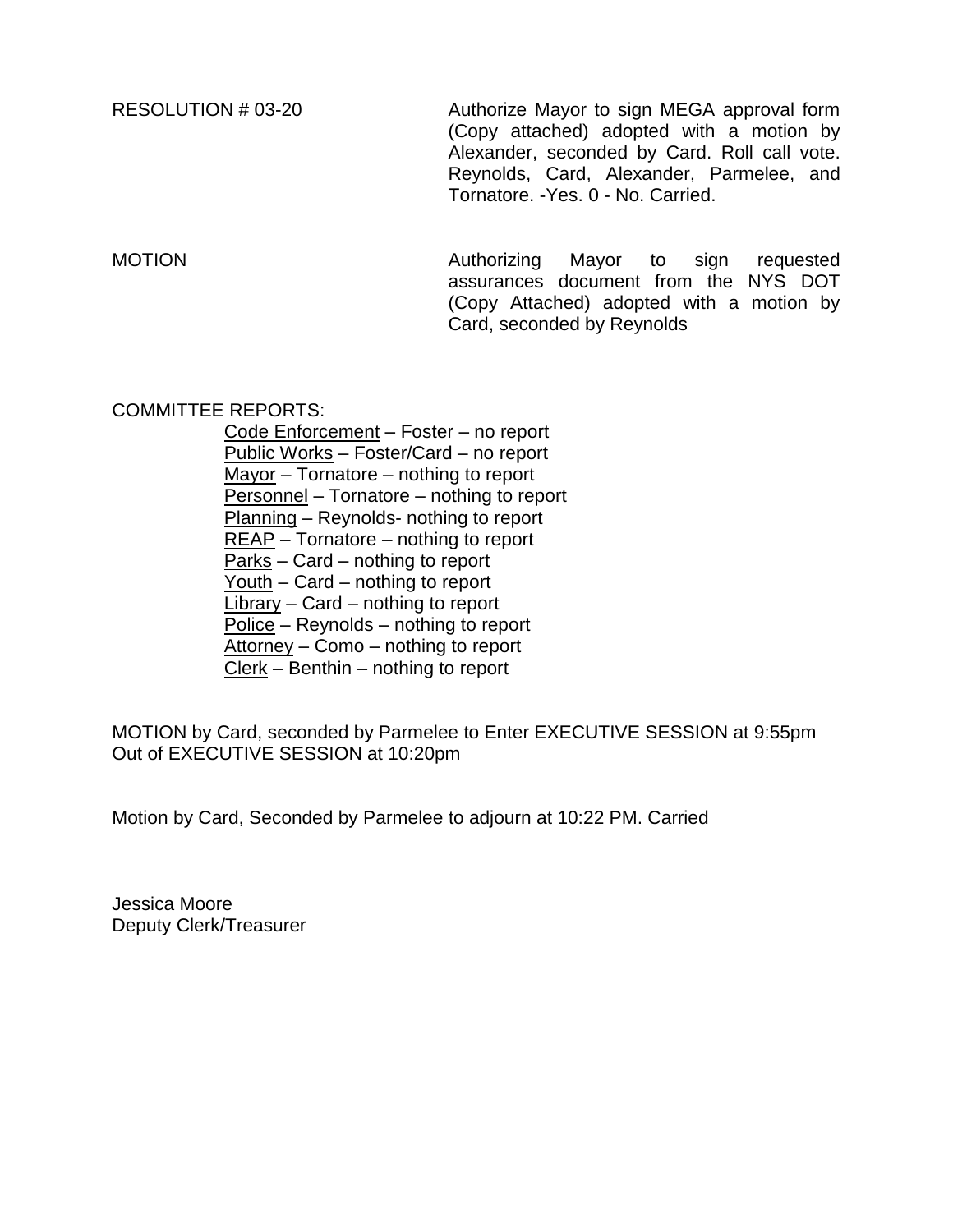RESOLUTION # 03-20 Authorize Mayor to sign MEGA approval form (Copy attached) adopted with a motion by Alexander, seconded by Card. Roll call vote. Reynolds, Card, Alexander, Parmelee, and Tornatore. -Yes. 0 - No. Carried.

MOTION Authorizing Mayor to sign requested assurances document from the NYS DOT (Copy Attached) adopted with a motion by Card, seconded by Reynolds

COMMITTEE REPORTS:

Code Enforcement – Foster – no report
Public Works – Foster/Card – no report
Mayor – Tornatore – nothing to report
Personnel – Tornatore – nothing to report
Planning – Reynolds- nothing to report
REAP – Tornatore – nothing to report
Parks – Card – nothing to report
Youth – Card – nothing to report
Library – Card – nothing to report
Police – Reynolds – nothing to report
Attorney – Como – nothing to report
Clerk – Benthin – nothing to report

MOTION by Card, seconded by Parmelee to Enter EXECUTIVE SESSION at 9:55pm
Out of EXECUTIVE SESSION at 10:20pm

Motion by Card, Seconded by Parmelee to adjourn at 10:22 PM. Carried

Jessica Moore
Deputy Clerk/Treasurer